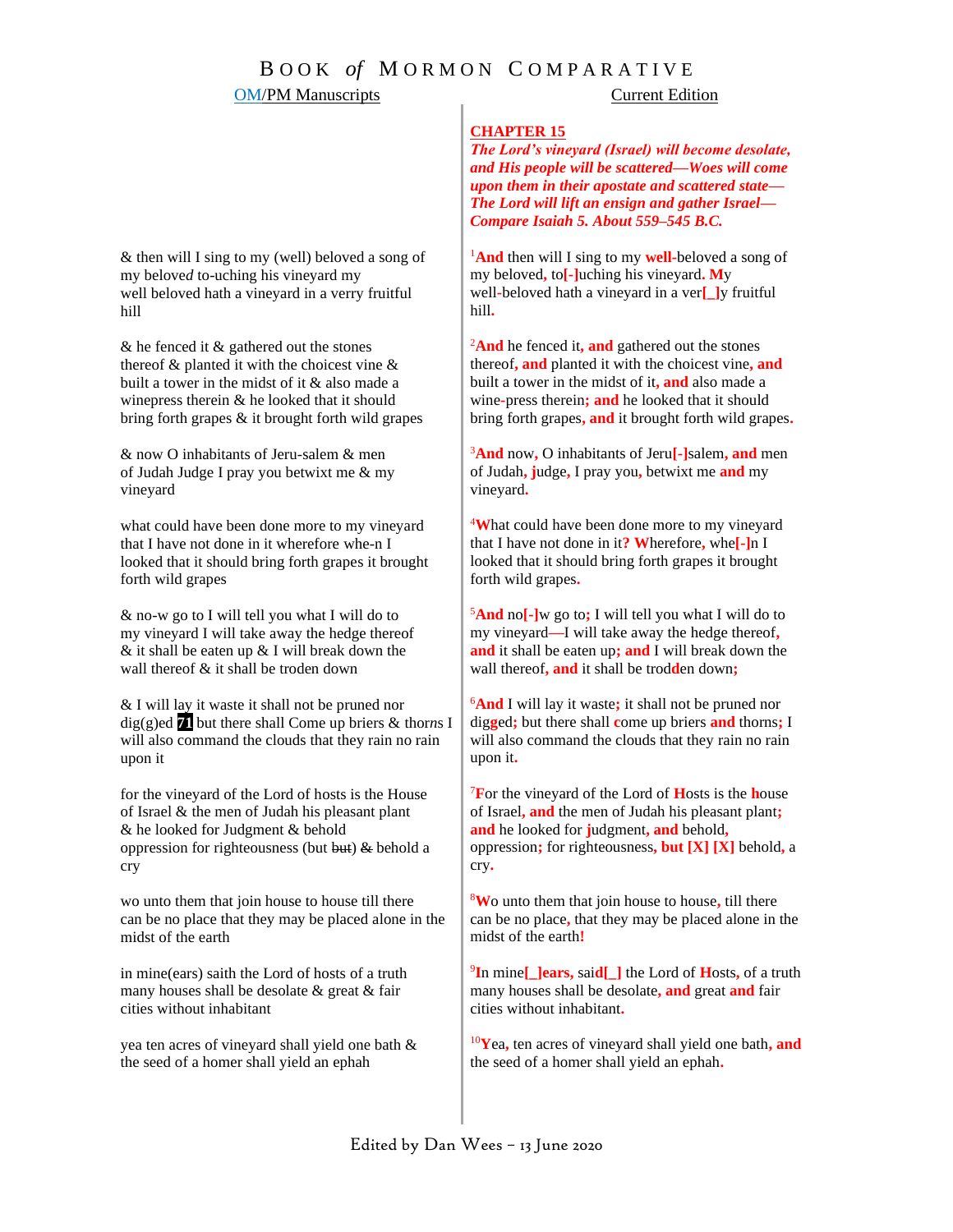# BOOK *of* MORMON COMPARATIVE

| OM/PM Manuscripts | Current Edition |
|---|---|
| | **CHAPTER 15**<br>***The Lord's vineyard (Israel) will become desolate, and His people will be scattered—Woes will come upon them in their apostate and scattered state—The Lord will lift an ensign and gather Israel—Compare Isaiah 5. About 559–545 B.C.*** |
| & then will I sing to my (well) beloved a song of my belove*d* to-uching his vineyard my well beloved hath a vineyard in a verry fruitful hill | [1]**And** then will I sing to my **well**-beloved a song of my beloved**,** to**[-]**uching his vineyard**. M**y well**-**beloved hath a vineyard in a ver**[_]**y fruitful hill**.** |
| & he fenced it & gathered out the stones thereof & planted it with the choicest vine & built a tower in the midst of it & also made a winepress therein & he looked that it should bring forth grapes & it brought forth wild grapes | [2]**And** he fenced it**, and** gathered out the stones thereof**, and** planted it with the choicest vine**, and** built a tower in the midst of it**, and** also made a wine**-**press therein**; and** he looked that it should bring forth grapes**, and** it brought forth wild grapes**.** |
| & now O inhabitants of Jeru-salem & men of Judah Judge I pray you betwixt me & my vineyard | [3]**And** now**,** O inhabitants of Jeru**[-]**salem**, and** men of Judah**, j**udge**,** I pray you**,** betwixt me **and** my vineyard**.** |
| what could have been done more to my vineyard that I have not done in it wherefore whe-n I looked that it should bring forth grapes it brought forth wild grapes | [4]**W**hat could have been done more to my vineyard that I have not done in it**? W**herefore**,** whe**[-]**n I looked that it should bring forth grapes it brought forth wild grapes**.** |
| & no-w go to I will tell you what I will do to my vineyard I will take away the hedge thereof & it shall be eaten up & I will break down the wall thereof & it shall be troden down | [5]**And** no**[-]**w go to**;** I will tell you what I will do to my vineyard**—**I will take away the hedge thereof**, and** it shall be eaten up**; and** I will break down the wall thereof**, and** it shall be tro**d**den down**;** |
| & I will lay it waste it shall not be pruned nor dig(g)ed **71** but there shall Come up briers & thor*n*s I will also command the clouds that they rain no rain upon it | [6]**And** I will lay it waste**;** it shall not be pruned nor dig**g**ed**;** but there shall **c**ome up briers **and** thorns**;** I will also command the clouds that they rain no rain upon it**.** |
| for the vineyard of the Lord of hosts is the House of Israel & the men of Judah his pleasant plant & he looked for Judgment & behold oppression for righteousness (but ~~but~~) ~~&~~ behold a cry | [7]**F**or the vineyard of the Lord of **H**osts is the **h**ouse of Israel**, and** the men of Judah his pleasant plant**; and** he looked for **j**udgment**, and** behold**,** oppression**;** for righteousness**, but [X] [X]** behold**,** a cry**.** |
| wo unto them that join house to house till there can be no place that they may be placed alone in the midst of the earth | [8]**W**o unto them that join house to house**,** till there can be no place**,** that they may be placed alone in the midst of the earth**!** |
| in mine(ears) saith the Lord of hosts of a truth many houses shall be desolate & great & fair cities without inhabitant | [9]**I**n mine**[_]ears,** sai**d[_]** the Lord of **H**osts**,** of a truth many houses shall be desolate**, and** great **and** fair cities without inhabitant**.** |
| yea ten acres of vineyard shall yield one bath & the seed of a homer shall yield an ephah | [10]**Y**ea**,** ten acres of vineyard shall yield one bath**, and** the seed of a homer shall yield an ephah**.** |

Edited by Dan Wees – 13 June 2020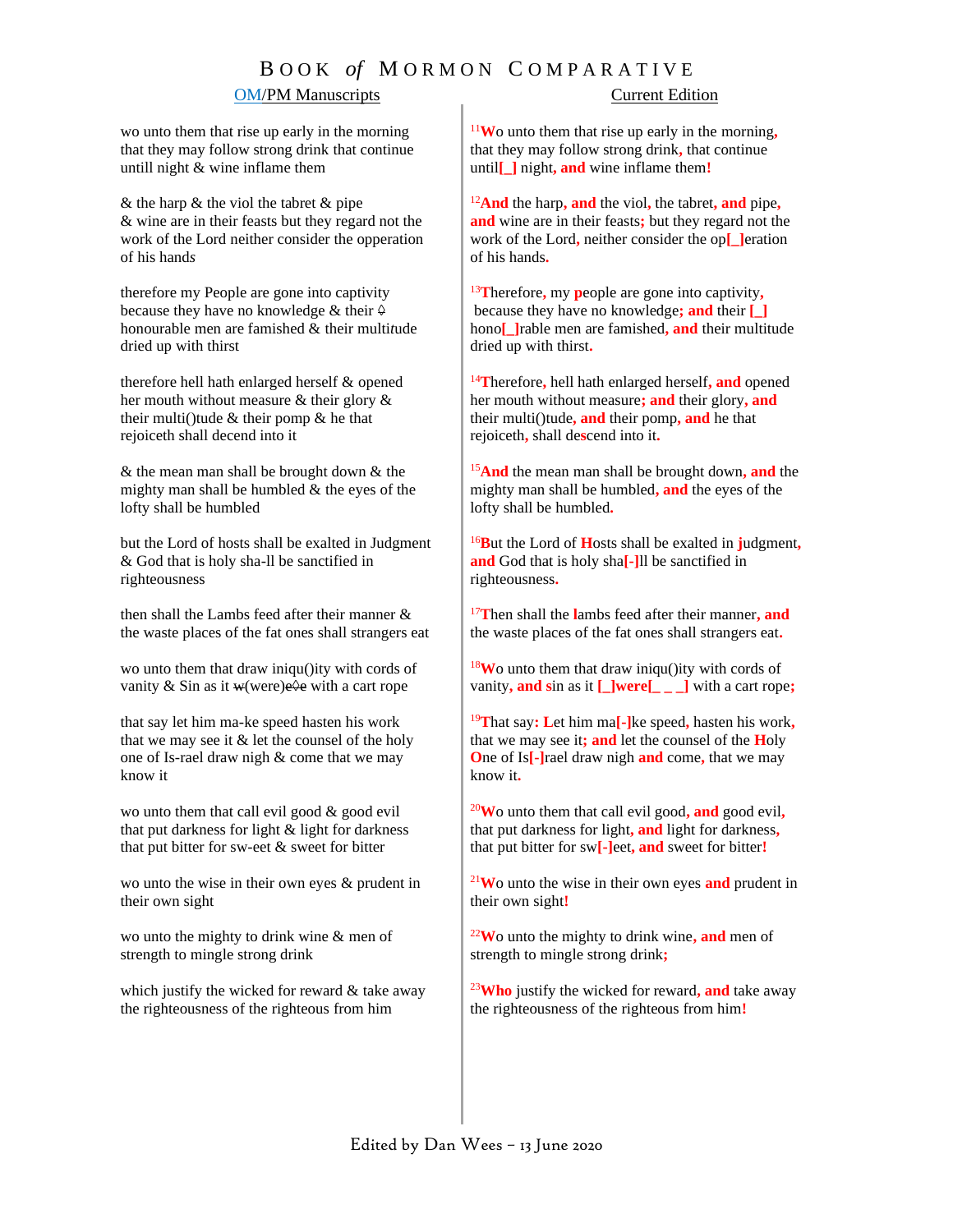| OM/PM Manuscripts | Current Edition |
| --- | --- |
| wo unto them that rise up early in the morning that they may follow strong drink that continue untill night & wine inflame them | [11]Wo unto them that rise up early in the morning, that they may follow strong drink, that continue until[_] night, and wine inflame them! |
| & the harp & the viol the tabret & pipe & wine are in their feasts but they regard not the work of the Lord neither consider the opperation of his hands | [12]And the harp, and the viol, the tabret, and pipe, and wine are in their feasts; but they regard not the work of the Lord, neither consider the op[_]eration of his hands. |
| therefore my People are gone into captivity because they have no knowledge & their ♤ honourable men are famished & their multitude dried up with thirst | [13]Therefore, my people are gone into captivity, because they have no knowledge; and their [_] hono[_]rable men are famished, and their multitude dried up with thirst. |
| therefore hell hath enlarged herself & opened her mouth without measure & their glory & their multi()tude & their pomp & he that rejoiceth shall decend into it | [14]Therefore, hell hath enlarged herself, and opened her mouth without measure; and their glory, and their multi()tude, and their pomp, and he that rejoiceth, shall descend into it. |
| & the mean man shall be brought down & the mighty man shall be humbled & the eyes of the lofty shall be humbled | [15]And the mean man shall be brought down, and the mighty man shall be humbled, and the eyes of the lofty shall be humbled. |
| but the Lord of hosts shall be exalted in Judgment & God that is holy sha-ll be sanctified in righteousness | [16]But the Lord of Hosts shall be exalted in judgment, and God that is holy sha[-]ll be sanctified in righteousness. |
| then shall the Lambs feed after their manner & the waste places of the fat ones shall strangers eat | [17]Then shall the lambs feed after their manner, and the waste places of the fat ones shall strangers eat. |
| wo unto them that draw iniqu()ity with cords of vanity & Sin as it ~~w~~(were)e♤~~e~~ with a cart rope | [18]Wo unto them that draw iniqu()ity with cords of vanity, and sin as it [_]were[_ _ _] with a cart rope; |
| that say let him ma-ke speed hasten his work that we may see it & let the counsel of the holy one of Is-rael draw nigh & come that we may know it | [19]That say: Let him ma[-]ke speed, hasten his work, that we may see it; and let the counsel of the Holy One of Is[-]rael draw nigh and come, that we may know it. |
| wo unto them that call evil good & good evil that put darkness for light & light for darkness that put bitter for sw-eet & sweet for bitter | [20]Wo unto them that call evil good, and good evil, that put darkness for light, and light for darkness, that put bitter for sw[-]eet, and sweet for bitter! |
| wo unto the wise in their own eyes & prudent in their own sight | [21]Wo unto the wise in their own eyes and prudent in their own sight! |
| wo unto the mighty to drink wine & men of strength to mingle strong drink | [22]Wo unto the mighty to drink wine, and men of strength to mingle strong drink; |
| which justify the wicked for reward & take away the righteousness of the righteous from him | [23]Who justify the wicked for reward, and take away the righteousness of the righteous from him! |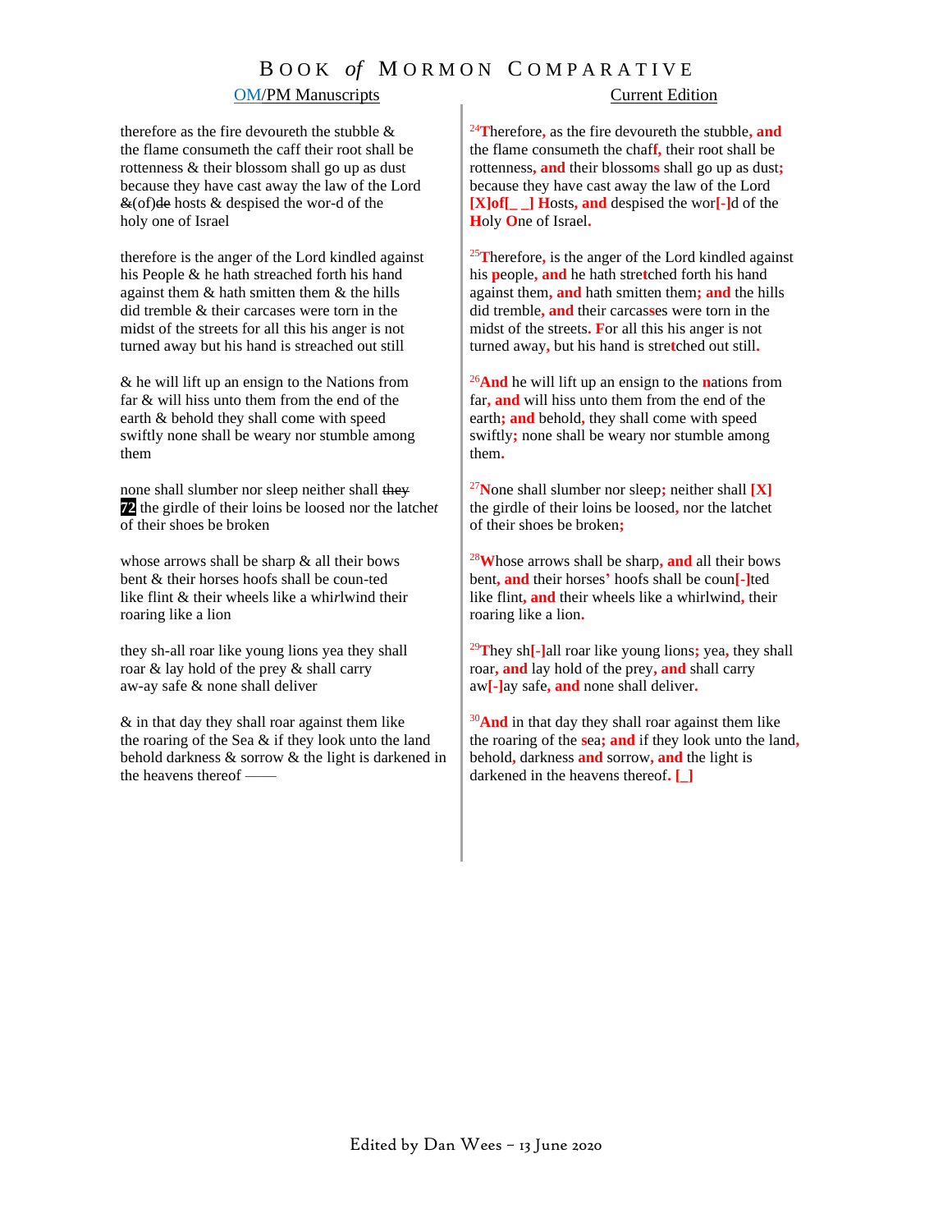# BOOK *of* MORMON COMPARATIVE

| OM/PM Manuscripts | Current Edition |
| --- | --- |
| therefore as the fire devoureth the stubble & the flame consumeth the caff their root shall be rottenness & their blossom shall go up as dust because they have cast away the law of the Lord ~~&~~(of)~~de~~ hosts & despised the wor-d of the holy one of Israel | [24]Therefore, as the fire devoureth the stubble, and the flame consumeth the chaff, their root shall be rottenness, and their blossoms shall go up as dust; because they have cast away the law of the Lord [X]of[_ _] Hosts, and despised the wor[-]d of the Holy One of Israel. |
| therefore is the anger of the Lord kindled against his People & he hath streached forth his hand against them & hath smitten them & the hills did tremble & their carcases were torn in the midst of the streets for all this his anger is not turned away but his hand is streached out still | [25]Therefore, is the anger of the Lord kindled against his people, and he hath stretched forth his hand against them, and hath smitten them; and the hills did tremble, and their carcasses were torn in the midst of the streets. For all this his anger is not turned away, but his hand is stretched out still. |
| & he will lift up an ensign to the Nations from far & will hiss unto them from the end of the earth & behold they shall come with speed swiftly none shall be weary nor stumble among them | [26]And he will lift up an ensign to the nations from far, and will hiss unto them from the end of the earth; and behold, they shall come with speed swiftly; none shall be weary nor stumble among them. |
| none shall slumber nor sleep neither shall ~~they~~ **72** the girdle of their loins be loosed nor the latchet of their shoes be broken | [27]None shall slumber nor sleep; neither shall [X] the girdle of their loins be loosed, nor the latchet of their shoes be broken; |
| whose arrows shall be sharp & all their bows bent & their horses hoofs shall be coun-ted like flint & their wheels like a whirlwind their roaring like a lion | [28]Whose arrows shall be sharp, and all their bows bent, and their horses' hoofs shall be coun[-]ted like flint, and their wheels like a whirlwind, their roaring like a lion. |
| they sh-all roar like young lions yea they shall roar & lay hold of the prey & shall carry aw-ay safe & none shall deliver | [29]They sh[-]all roar like young lions; yea, they shall roar, and lay hold of the prey, and shall carry aw[-]ay safe, and none shall deliver. |
| & in that day they shall roar against them like the roaring of the Sea & if they look unto the land behold darkness & sorrow & the light is darkened in the heavens thereof —— | [30]And in that day they shall roar against them like the roaring of the sea; and if they look unto the land, behold, darkness and sorrow, and the light is darkened in the heavens thereof. [_] |

Edited by Dan Wees – 13 June 2020